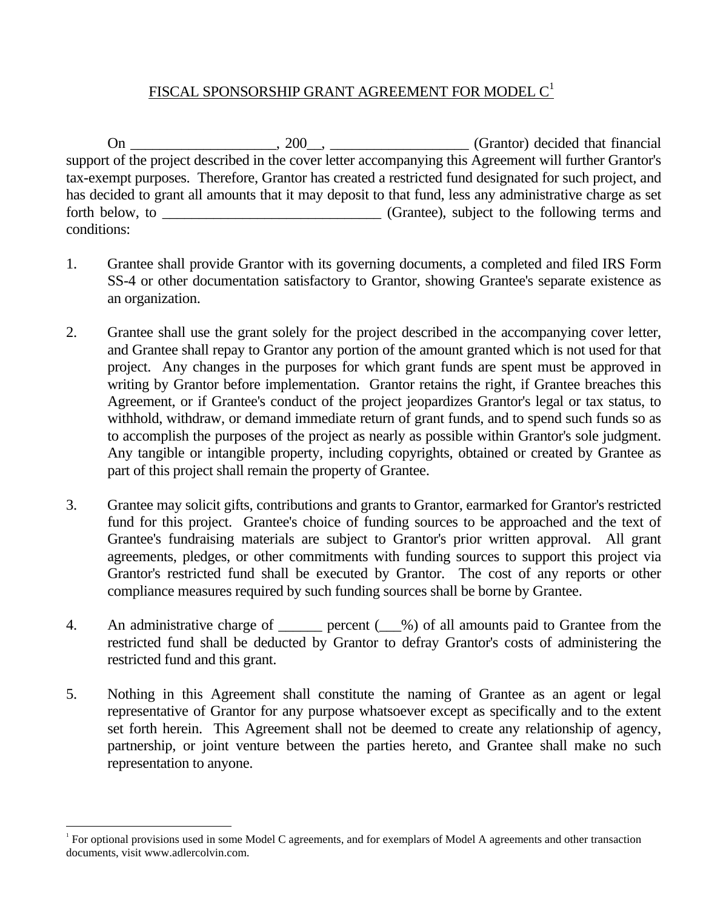# FISCAL SPONSORSHIP GRANT AGREEMENT FOR MODEL C[1]

On ____________________, 200__, ___________________ (Grantor) decided that financial support of the project described in the cover letter accompanying this Agreement will further Grantor's tax-exempt purposes. Therefore, Grantor has created a restricted fund designated for such project, and has decided to grant all amounts that it may deposit to that fund, less any administrative charge as set forth below, to ______________________________ (Grantee), subject to the following terms and conditions:

1. Grantee shall provide Grantor with its governing documents, a completed and filed IRS Form SS-4 or other documentation satisfactory to Grantor, showing Grantee's separate existence as an organization.

2. Grantee shall use the grant solely for the project described in the accompanying cover letter, and Grantee shall repay to Grantor any portion of the amount granted which is not used for that project. Any changes in the purposes for which grant funds are spent must be approved in writing by Grantor before implementation. Grantor retains the right, if Grantee breaches this Agreement, or if Grantee's conduct of the project jeopardizes Grantor's legal or tax status, to withhold, withdraw, or demand immediate return of grant funds, and to spend such funds so as to accomplish the purposes of the project as nearly as possible within Grantor's sole judgment. Any tangible or intangible property, including copyrights, obtained or created by Grantee as part of this project shall remain the property of Grantee.

3. Grantee may solicit gifts, contributions and grants to Grantor, earmarked for Grantor's restricted fund for this project. Grantee's choice of funding sources to be approached and the text of Grantee's fundraising materials are subject to Grantor's prior written approval. All grant agreements, pledges, or other commitments with funding sources to support this project via Grantor's restricted fund shall be executed by Grantor. The cost of any reports or other compliance measures required by such funding sources shall be borne by Grantee.

4. An administrative charge of ______ percent (___%) of all amounts paid to Grantee from the restricted fund shall be deducted by Grantor to defray Grantor's costs of administering the restricted fund and this grant.

5. Nothing in this Agreement shall constitute the naming of Grantee as an agent or legal representative of Grantor for any purpose whatsoever except as specifically and to the extent set forth herein. This Agreement shall not be deemed to create any relationship of agency, partnership, or joint venture between the parties hereto, and Grantee shall make no such representation to anyone.

---

[1] For optional provisions used in some Model C agreements, and for exemplars of Model A agreements and other transaction documents, visit www.adlercolvin.com.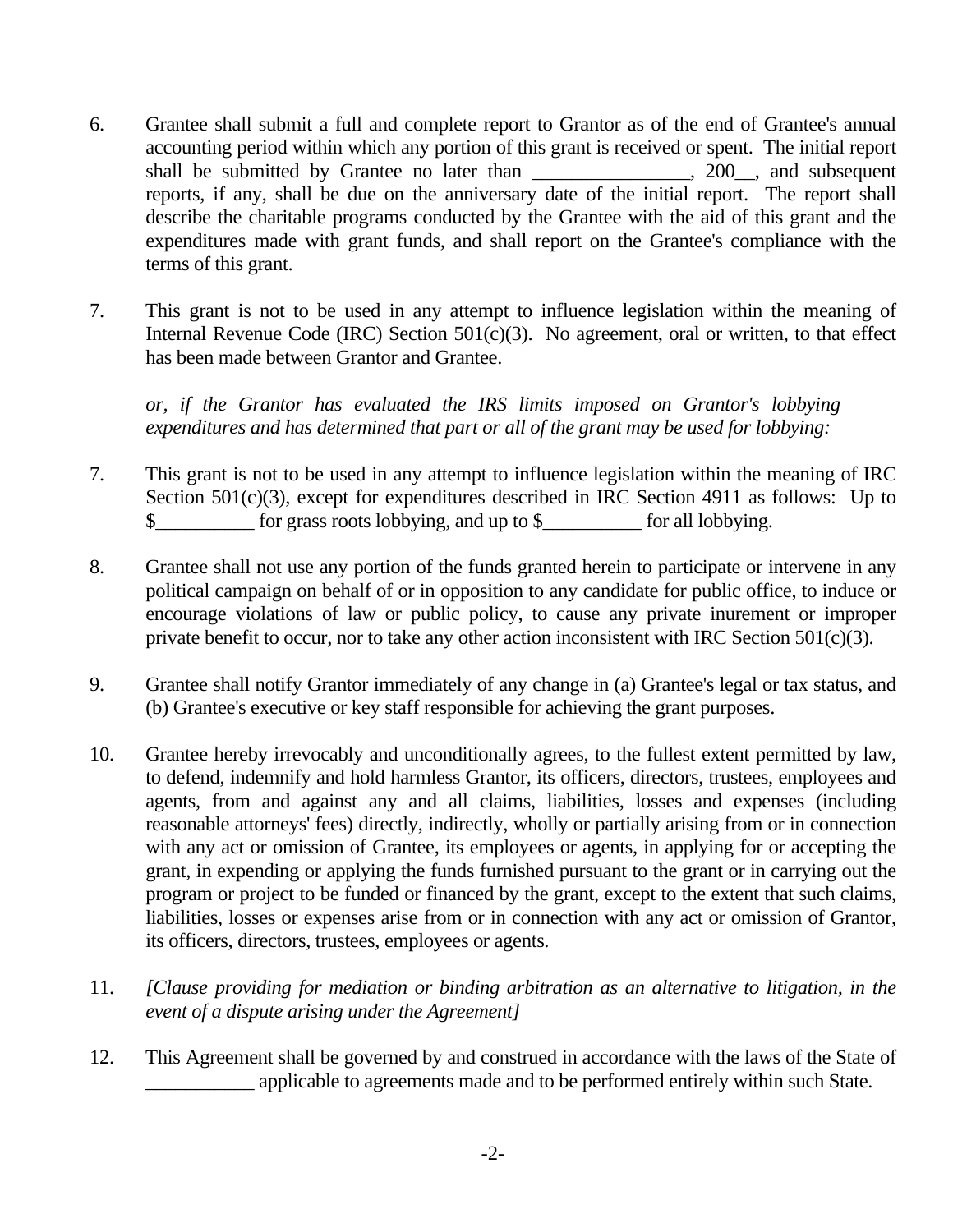6. Grantee shall submit a full and complete report to Grantor as of the end of Grantee's annual accounting period within which any portion of this grant is received or spent. The initial report shall be submitted by Grantee no later than ________________, 200__, and subsequent reports, if any, shall be due on the anniversary date of the initial report. The report shall describe the charitable programs conducted by the Grantee with the aid of this grant and the expenditures made with grant funds, and shall report on the Grantee's compliance with the terms of this grant.

7. This grant is not to be used in any attempt to influence legislation within the meaning of Internal Revenue Code (IRC) Section 501(c)(3). No agreement, oral or written, to that effect has been made between Grantor and Grantee.

   *or, if the Grantor has evaluated the IRS limits imposed on Grantor's lobbying expenditures and has determined that part or all of the grant may be used for lobbying:*

7. This grant is not to be used in any attempt to influence legislation within the meaning of IRC Section 501(c)(3), except for expenditures described in IRC Section 4911 as follows: Up to $__________ for grass roots lobbying, and up to $__________ for all lobbying.

8. Grantee shall not use any portion of the funds granted herein to participate or intervene in any political campaign on behalf of or in opposition to any candidate for public office, to induce or encourage violations of law or public policy, to cause any private inurement or improper private benefit to occur, nor to take any other action inconsistent with IRC Section 501(c)(3).

9. Grantee shall notify Grantor immediately of any change in (a) Grantee's legal or tax status, and (b) Grantee's executive or key staff responsible for achieving the grant purposes.

10. Grantee hereby irrevocably and unconditionally agrees, to the fullest extent permitted by law, to defend, indemnify and hold harmless Grantor, its officers, directors, trustees, employees and agents, from and against any and all claims, liabilities, losses and expenses (including reasonable attorneys' fees) directly, indirectly, wholly or partially arising from or in connection with any act or omission of Grantee, its employees or agents, in applying for or accepting the grant, in expending or applying the funds furnished pursuant to the grant or in carrying out the program or project to be funded or financed by the grant, except to the extent that such claims, liabilities, losses or expenses arise from or in connection with any act or omission of Grantor, its officers, directors, trustees, employees or agents.

11. *[Clause providing for mediation or binding arbitration as an alternative to litigation, in the event of a dispute arising under the Agreement]*

12. This Agreement shall be governed by and construed in accordance with the laws of the State of ___________ applicable to agreements made and to be performed entirely within such State.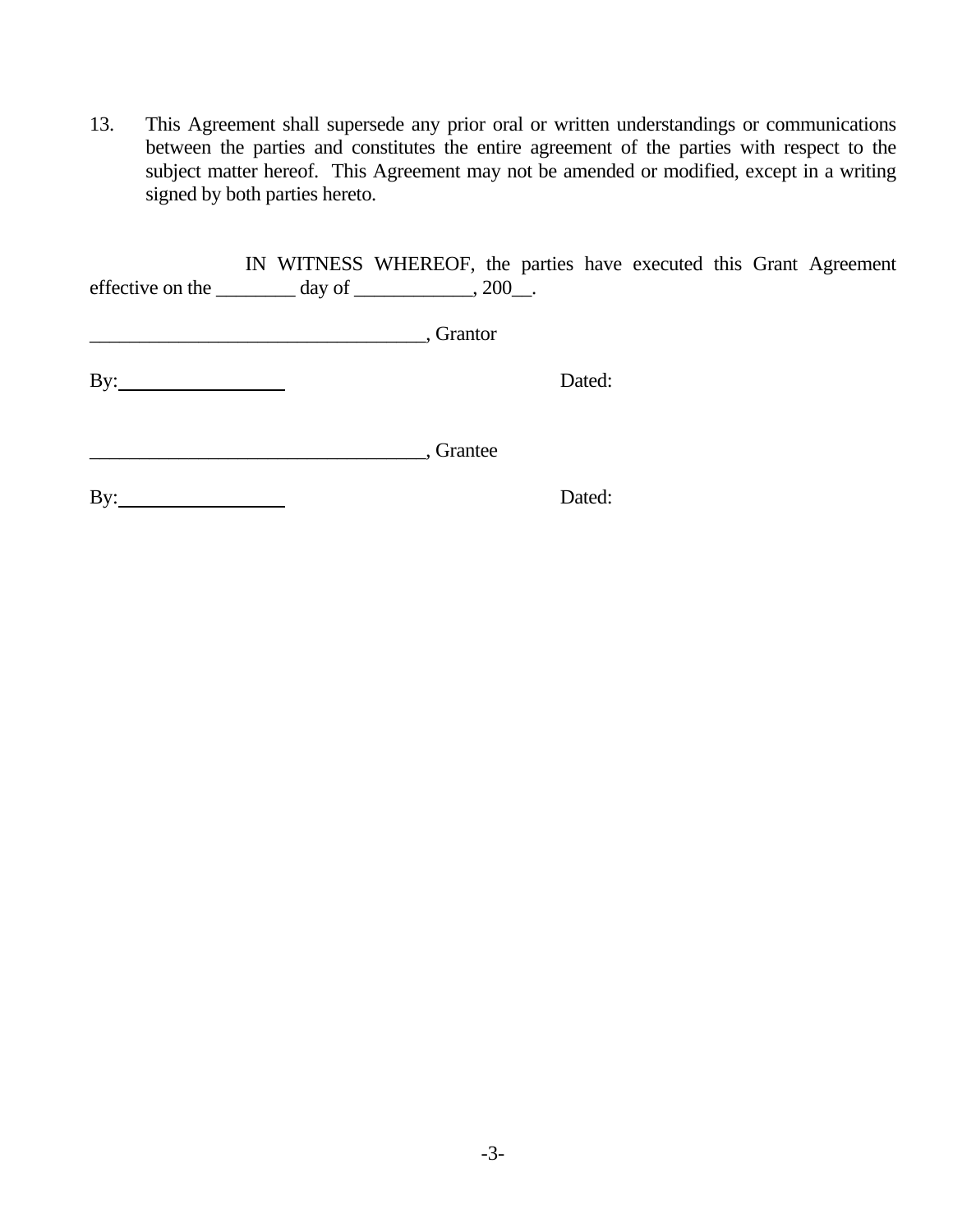13. This Agreement shall supersede any prior oral or written understandings or communications between the parties and constitutes the entire agreement of the parties with respect to the subject matter hereof. This Agreement may not be amended or modified, except in a writing signed by both parties hereto.

IN WITNESS WHEREOF, the parties have executed this Grant Agreement effective on the ________ day of ____________, 200__.

__________________________________, Grantor

By:_________________ Dated:

__________________________________, Grantee

By:_________________ Dated: